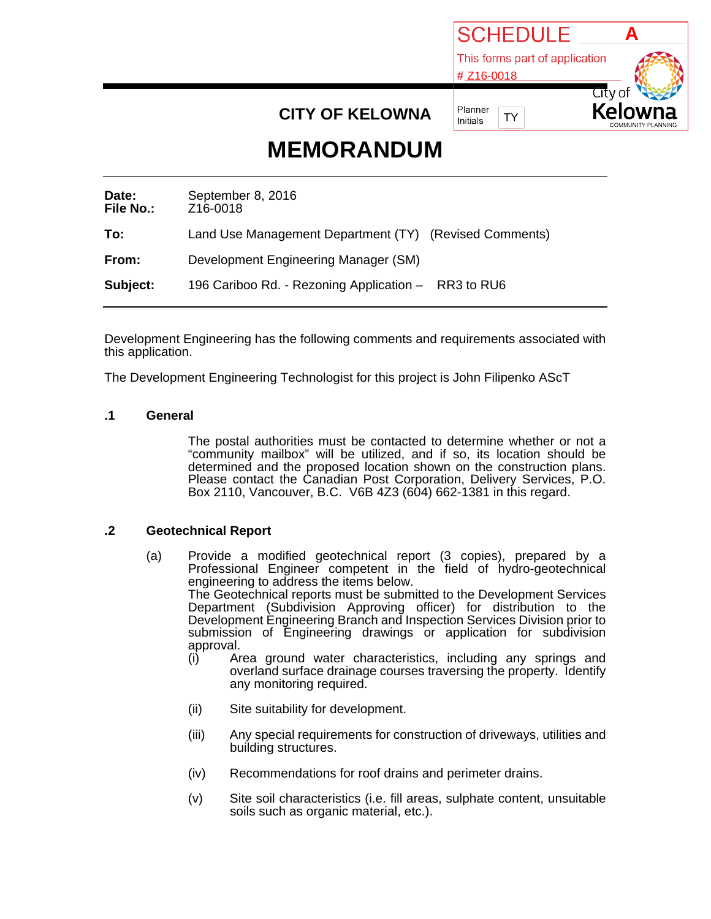SCHEDULE A

This forms part of application # Z16-0018

Planner Initials: TY

City of Kelowna COMMUNITY PLANNING

**CITY OF KELOWNA**

# MEMORANDUM

| | |
|---|---|
| **Date:** | September 8, 2016 |
| **File No.:** | Z16-0018 |
| **To:** | Land Use Management Department (TY) (Revised Comments) |
| **From:** | Development Engineering Manager (SM) |
| **Subject:** | 196 Cariboo Rd. - Rezoning Application – RR3 to RU6 |

Development Engineering has the following comments and requirements associated with this application.

The Development Engineering Technologist for this project is John Filipenko AScT

## .1 General

The postal authorities must be contacted to determine whether or not a “community mailbox” will be utilized, and if so, its location should be determined and the proposed location shown on the construction plans. Please contact the Canadian Post Corporation, Delivery Services, P.O. Box 2110, Vancouver, B.C. V6B 4Z3 (604) 662-1381 in this regard.

## .2 Geotechnical Report

(a) Provide a modified geotechnical report (3 copies), prepared by a Professional Engineer competent in the field of hydro-geotechnical engineering to address the items below.
The Geotechnical reports must be submitted to the Development Services Department (Subdivision Approving officer) for distribution to the Development Engineering Branch and Inspection Services Division prior to submission of Engineering drawings or application for subdivision approval.

- (i) Area ground water characteristics, including any springs and overland surface drainage courses traversing the property. Identify any monitoring required.
- (ii) Site suitability for development.
- (iii) Any special requirements for construction of driveways, utilities and building structures.
- (iv) Recommendations for roof drains and perimeter drains.
- (v) Site soil characteristics (i.e. fill areas, sulphate content, unsuitable soils such as organic material, etc.).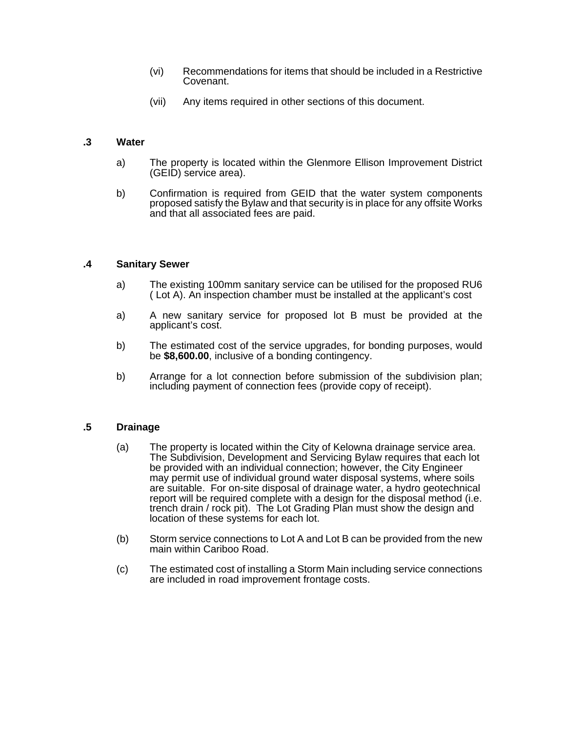(vi) Recommendations for items that should be included in a Restrictive Covenant.

(vii) Any items required in other sections of this document.

### .3 Water

a) The property is located within the Glenmore Ellison Improvement District (GEID) service area).

b) Confirmation is required from GEID that the water system components proposed satisfy the Bylaw and that security is in place for any offsite Works and that all associated fees are paid.

### .4 Sanitary Sewer

a) The existing 100mm sanitary service can be utilised for the proposed RU6 ( Lot A). An inspection chamber must be installed at the applicant's cost

a) A new sanitary service for proposed lot B must be provided at the applicant's cost.

b) The estimated cost of the service upgrades, for bonding purposes, would be **$8,600.00**, inclusive of a bonding contingency.

b) Arrange for a lot connection before submission of the subdivision plan; including payment of connection fees (provide copy of receipt).

### .5 Drainage

(a) The property is located within the City of Kelowna drainage service area. The Subdivision, Development and Servicing Bylaw requires that each lot be provided with an individual connection; however, the City Engineer may permit use of individual ground water disposal systems, where soils are suitable. For on-site disposal of drainage water, a hydro geotechnical report will be required complete with a design for the disposal method (i.e. trench drain / rock pit). The Lot Grading Plan must show the design and location of these systems for each lot.

(b) Storm service connections to Lot A and Lot B can be provided from the new main within Cariboo Road.

(c) The estimated cost of installing a Storm Main including service connections are included in road improvement frontage costs.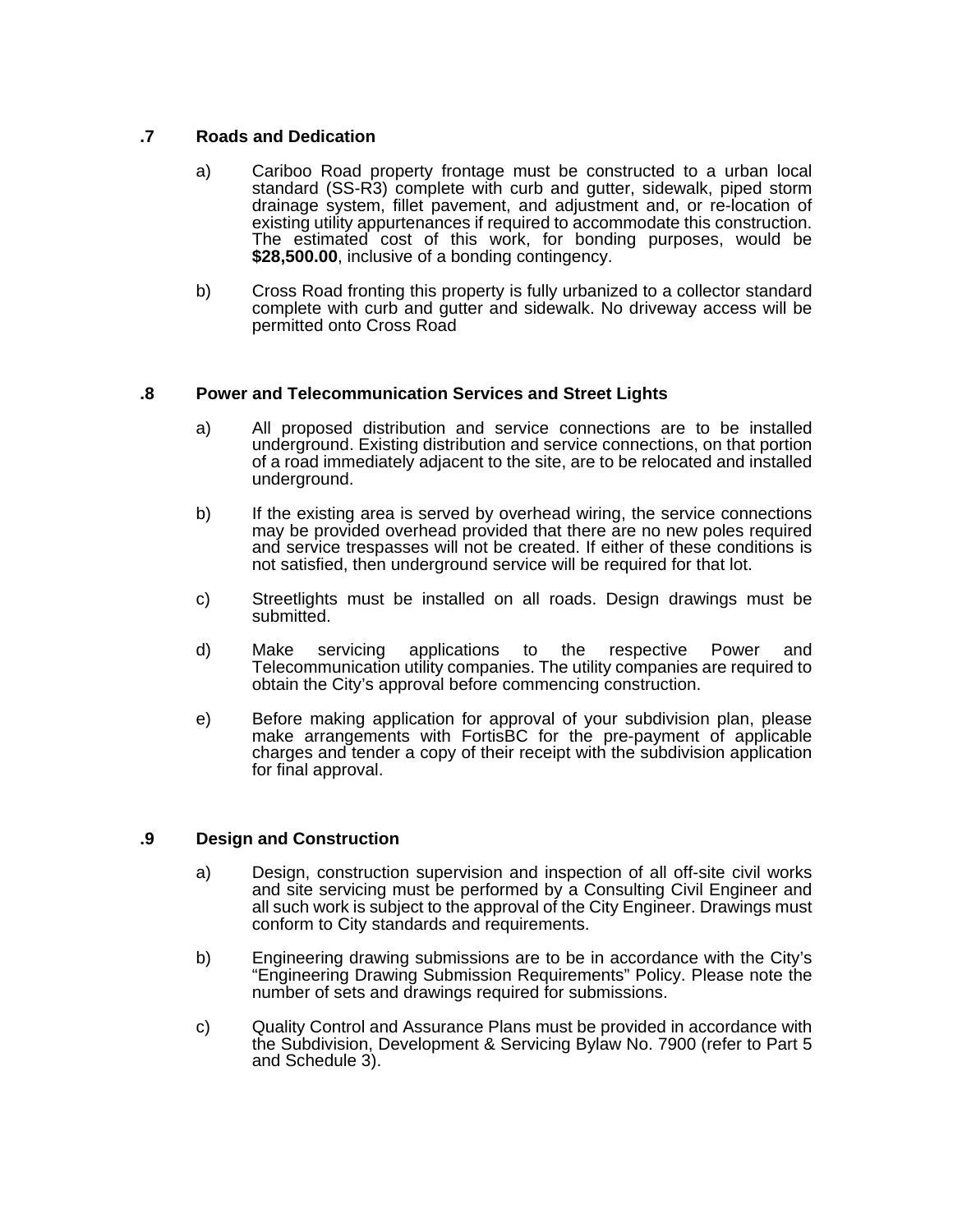### .7 Roads and Dedication

a) Cariboo Road property frontage must be constructed to a urban local standard (SS-R3) complete with curb and gutter, sidewalk, piped storm drainage system, fillet pavement, and adjustment and, or re-location of existing utility appurtenances if required to accommodate this construction. The estimated cost of this work, for bonding purposes, would be **$28,500.00**, inclusive of a bonding contingency.

b) Cross Road fronting this property is fully urbanized to a collector standard complete with curb and gutter and sidewalk. No driveway access will be permitted onto Cross Road

### .8 Power and Telecommunication Services and Street Lights

a) All proposed distribution and service connections are to be installed underground. Existing distribution and service connections, on that portion of a road immediately adjacent to the site, are to be relocated and installed underground.

b) If the existing area is served by overhead wiring, the service connections may be provided overhead provided that there are no new poles required and service trespasses will not be created. If either of these conditions is not satisfied, then underground service will be required for that lot.

c) Streetlights must be installed on all roads. Design drawings must be submitted.

d) Make servicing applications to the respective Power and Telecommunication utility companies. The utility companies are required to obtain the City's approval before commencing construction.

e) Before making application for approval of your subdivision plan, please make arrangements with FortisBC for the pre-payment of applicable charges and tender a copy of their receipt with the subdivision application for final approval.

### .9 Design and Construction

a) Design, construction supervision and inspection of all off-site civil works and site servicing must be performed by a Consulting Civil Engineer and all such work is subject to the approval of the City Engineer. Drawings must conform to City standards and requirements.

b) Engineering drawing submissions are to be in accordance with the City's "Engineering Drawing Submission Requirements" Policy. Please note the number of sets and drawings required for submissions.

c) Quality Control and Assurance Plans must be provided in accordance with the Subdivision, Development & Servicing Bylaw No. 7900 (refer to Part 5 and Schedule 3).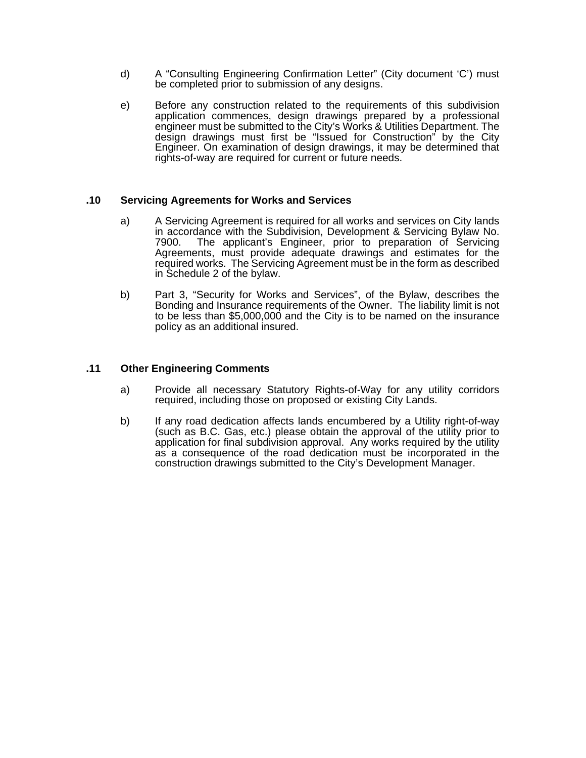d) A "Consulting Engineering Confirmation Letter" (City document 'C') must be completed prior to submission of any designs.

e) Before any construction related to the requirements of this subdivision application commences, design drawings prepared by a professional engineer must be submitted to the City's Works & Utilities Department. The design drawings must first be "Issued for Construction" by the City Engineer. On examination of design drawings, it may be determined that rights-of-way are required for current or future needs.

## .10 Servicing Agreements for Works and Services

a) A Servicing Agreement is required for all works and services on City lands in accordance with the Subdivision, Development & Servicing Bylaw No. 7900. The applicant's Engineer, prior to preparation of Servicing Agreements, must provide adequate drawings and estimates for the required works. The Servicing Agreement must be in the form as described in Schedule 2 of the bylaw.

b) Part 3, "Security for Works and Services", of the Bylaw, describes the Bonding and Insurance requirements of the Owner. The liability limit is not to be less than $5,000,000 and the City is to be named on the insurance policy as an additional insured.

## .11 Other Engineering Comments

a) Provide all necessary Statutory Rights-of-Way for any utility corridors required, including those on proposed or existing City Lands.

b) If any road dedication affects lands encumbered by a Utility right-of-way (such as B.C. Gas, etc.) please obtain the approval of the utility prior to application for final subdivision approval. Any works required by the utility as a consequence of the road dedication must be incorporated in the construction drawings submitted to the City's Development Manager.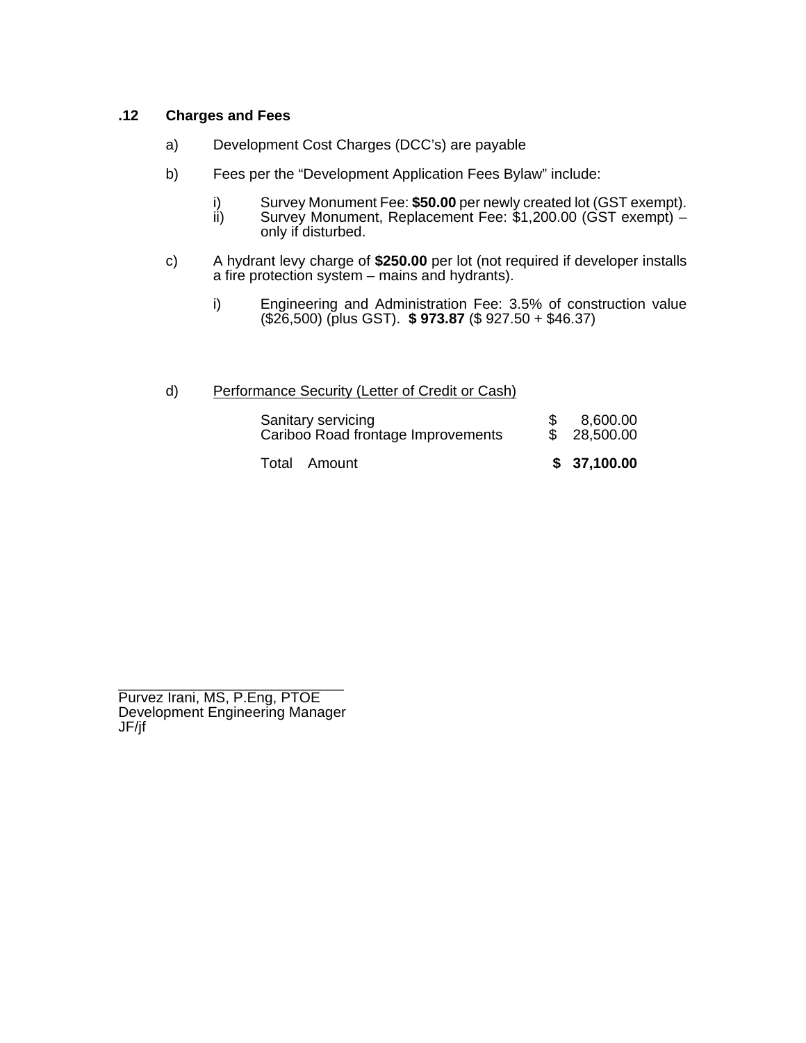### .12 Charges and Fees

a) Development Cost Charges (DCC's) are payable

b) Fees per the "Development Application Fees Bylaw" include:

   i) Survey Monument Fee: **$50.00** per newly created lot (GST exempt).
   ii) Survey Monument, Replacement Fee: $1,200.00 (GST exempt) – only if disturbed.

c) A hydrant levy charge of **$250.00** per lot (not required if developer installs a fire protection system – mains and hydrants).

   i) Engineering and Administration Fee: 3.5% of construction value ($26,500) (plus GST). **$ 973.87** ($ 927.50 + $46.37)

d) Performance Security (Letter of Credit or Cash)

| | |
|---|---|
| Sanitary servicing | $ 8,600.00 |
| Cariboo Road frontage Improvements | $ 28,500.00 |
| Total Amount | **$ 37,100.00** |

\_\_\_\_\_\_\_\_\_\_\_\_\_\_\_\_\_\_\_\_\_\_\_\_\_\_\_\_\_\_

Purvez Irani, MS, P.Eng, PTOE
Development Engineering Manager
JF/jf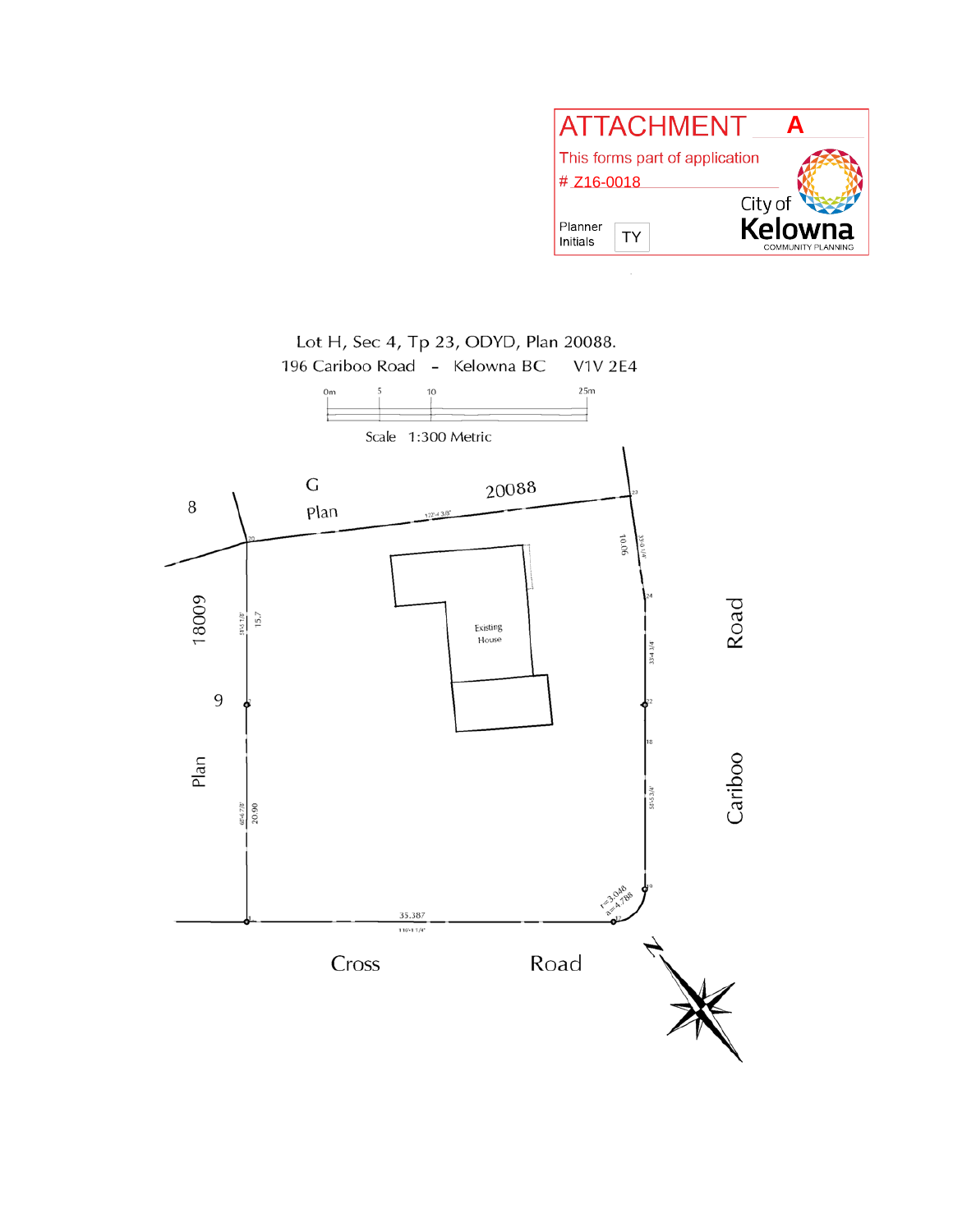# ATTACHMENT A

This forms part of application

# Z16-0018

Planner Initials: TY

City of Kelowna
COMMUNITY PLANNING

Lot H, Sec 4, Tp 23, ODYD, Plan 20088.

196 Cariboo Road - Kelowna BC V1V 2E4

0m 5 10 25m

Scale 1:300 Metric

G

Plan 20088

8

18009

9

Plan

122'-4 3/8"

10.06

33'-0 1/4"

15.7

51'-5 1/8"

Existing House

33'-4 3/4"

18

54'-5 3/4"

20.90

68'-6 7/8"

r=3.048

a=4.788

35.387

116'-1 1/4"

Cross Road

Cariboo Road

N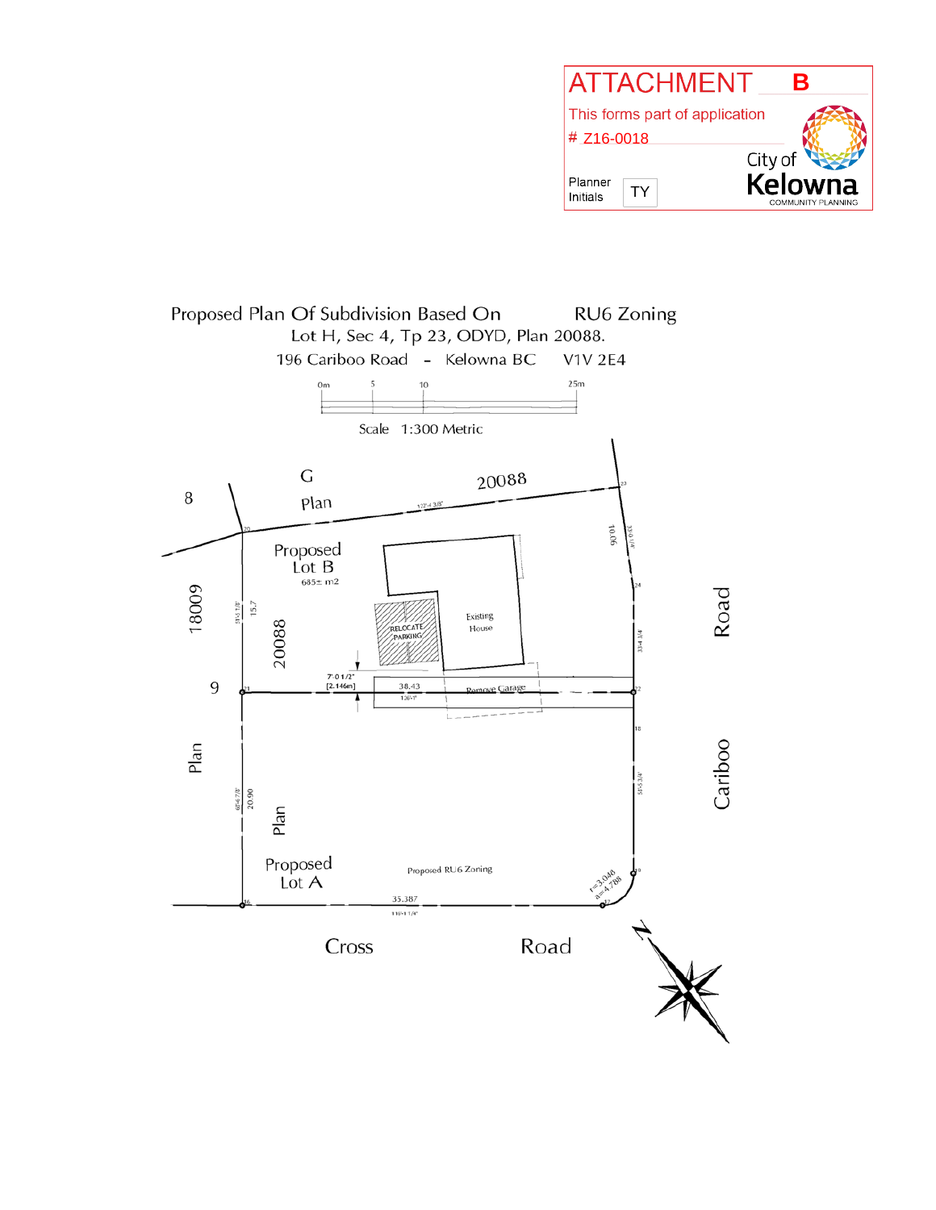**ATTACHMENT B**

This forms part of application

# Z16-0018

Planner Initials: TY

City of Kelowna
COMMUNITY PLANNING

Proposed Plan Of Subdivision Based On RU6 Zoning
Lot H, Sec 4, Tp 23, ODYD, Plan 20088.
196 Cariboo Road - Kelowna BC V1V 2E4

0m 5 10 25m

Scale 1:300 Metric

G
Plan 20088
8
18009
Plan
9
20088
Plan

Proposed Lot B
685± m2

Existing House
RELOCATE PARKING
Remove Garage

7' 0 1/2"
[2.146m]
38.43
126'-1"

Proposed Lot A
Proposed RU6 Zoning

35.387
116'-1 1/4"

r=3.048
a=4.788

15.7
51'-5 1/8"
20.90
68'-6 7/8"
10.06
33'-0 1/4"
33'-4 3/4"
51'-5 3/4"
122'-4 3/8"

Road
Cariboo
Cross Road